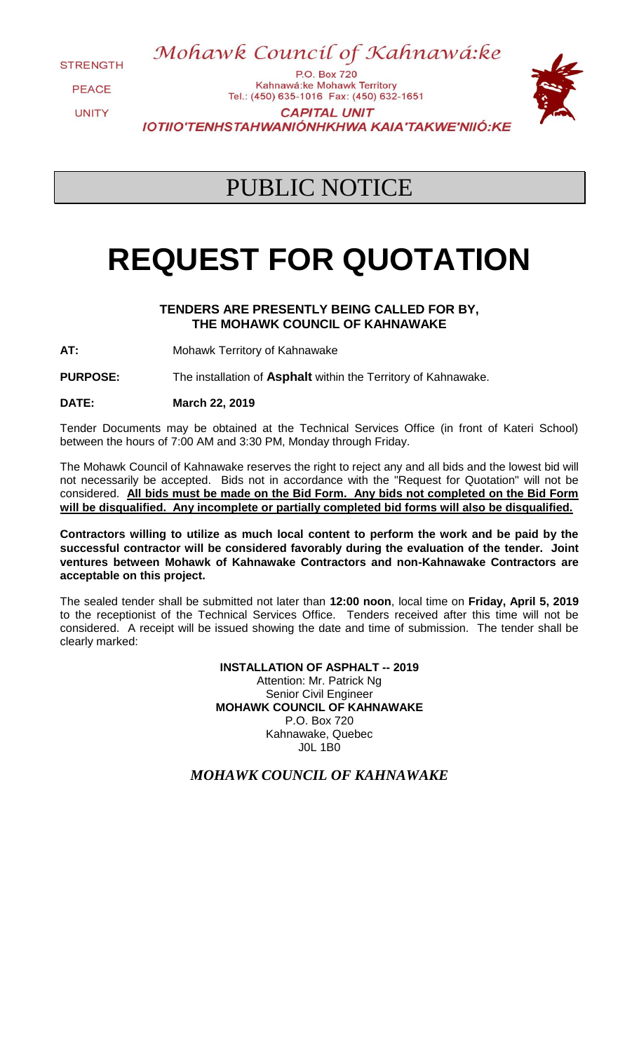STRENGTH

PEACE

UNITY

*Mohawk Council of Kahnawá:ke*

P.O. Box 720
Kahnawá:ke Mohawk Territory
Tel.: (450) 635-1016 Fax: (450) 632-1651

***CAPITAL UNIT***
***IOTIIO'TENHSTAHWANIÓNHKHWA KAIA'TAKWE'NIIÓ:KE***

# PUBLIC NOTICE

# REQUEST FOR QUOTATION

**TENDERS ARE PRESENTLY BEING CALLED FOR BY,**
**THE MOHAWK COUNCIL OF KAHNAWAKE**

**AT:** Mohawk Territory of Kahnawake

**PURPOSE:** The installation of **Asphalt** within the Territory of Kahnawake.

**DATE:** **March 22, 2019**

Tender Documents may be obtained at the Technical Services Office (in front of Kateri School) between the hours of 7:00 AM and 3:30 PM, Monday through Friday.

The Mohawk Council of Kahnawake reserves the right to reject any and all bids and the lowest bid will not necessarily be accepted. Bids not in accordance with the "Request for Quotation" will not be considered. **All bids must be made on the Bid Form. Any bids not completed on the Bid Form will be disqualified. Any incomplete or partially completed bid forms will also be disqualified.**

**Contractors willing to utilize as much local content to perform the work and be paid by the successful contractor will be considered favorably during the evaluation of the tender. Joint ventures between Mohawk of Kahnawake Contractors and non-Kahnawake Contractors are acceptable on this project.**

The sealed tender shall be submitted not later than **12:00 noon**, local time on **Friday, April 5, 2019** to the receptionist of the Technical Services Office. Tenders received after this time will not be considered. A receipt will be issued showing the date and time of submission. The tender shall be clearly marked:

**INSTALLATION OF ASPHALT -- 2019**
Attention: Mr. Patrick Ng
Senior Civil Engineer
**MOHAWK COUNCIL OF KAHNAWAKE**
P.O. Box 720
Kahnawake, Quebec
J0L 1B0

***MOHAWK COUNCIL OF KAHNAWAKE***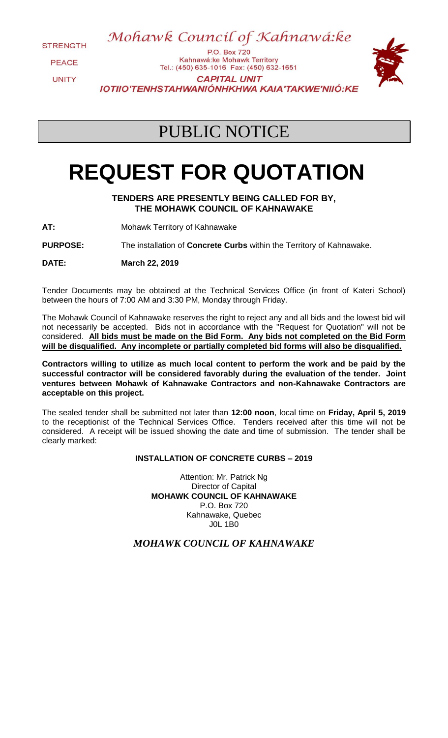STRENGTH

PEACE

UNITY

*Mohawk Council of Kahnawá:ke*

P.O. Box 720
Kahnawá:ke Mohawk Territory
Tel.: (450) 635-1016 Fax: (450) 632-1651

***CAPITAL UNIT***
***IOTIIO'TENHSTAHWANIÓNHKHWA KAIA'TAKWE'NIIÓ:KE***

# PUBLIC NOTICE

# REQUEST FOR QUOTATION

**TENDERS ARE PRESENTLY BEING CALLED FOR BY,**
**THE MOHAWK COUNCIL OF KAHNAWAKE**

**AT:** Mohawk Territory of Kahnawake

**PURPOSE:** The installation of **Concrete Curbs** within the Territory of Kahnawake.

**DATE:** **March 22, 2019**

Tender Documents may be obtained at the Technical Services Office (in front of Kateri School) between the hours of 7:00 AM and 3:30 PM, Monday through Friday.

The Mohawk Council of Kahnawake reserves the right to reject any and all bids and the lowest bid will not necessarily be accepted. Bids not in accordance with the "Request for Quotation" will not be considered. **All bids must be made on the Bid Form. Any bids not completed on the Bid Form will be disqualified. Any incomplete or partially completed bid forms will also be disqualified.**

**Contractors willing to utilize as much local content to perform the work and be paid by the successful contractor will be considered favorably during the evaluation of the tender. Joint ventures between Mohawk of Kahnawake Contractors and non-Kahnawake Contractors are acceptable on this project.**

The sealed tender shall be submitted not later than **12:00 noon**, local time on **Friday, April 5, 2019** to the receptionist of the Technical Services Office. Tenders received after this time will not be considered. A receipt will be issued showing the date and time of submission. The tender shall be clearly marked:

**INSTALLATION OF CONCRETE CURBS – 2019**

Attention: Mr. Patrick Ng
Director of Capital
**MOHAWK COUNCIL OF KAHNAWAKE**
P.O. Box 720
Kahnawake, Quebec
J0L 1B0

***MOHAWK COUNCIL OF KAHNAWAKE***